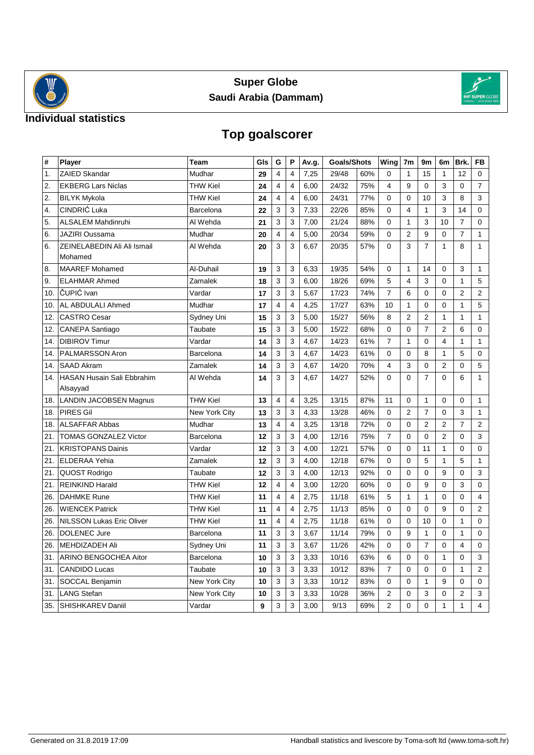# Super Globe

## Saudi Arabia (Dammam)

### Individual statistics

## Top goalscorer

| # | Player | Team | Gls | G | P | Av.g. | Goals/Shots | | Wing | 7m | 9m | 6m | Brk. | FB |
|---|---|---|---|---|---|---|---|---|---|---|---|---|---|---|
| 1. | ZAIED Skandar | Mudhar | 29 | 4 | 4 | 7,25 | 29/48 | 60% | 0 | 1 | 15 | 1 | 12 | 0 |
| 2. | EKBERG Lars Niclas | THW Kiel | 24 | 4 | 4 | 6,00 | 24/32 | 75% | 4 | 9 | 0 | 3 | 0 | 7 |
| 2. | BILYK Mykola | THW Kiel | 24 | 4 | 4 | 6,00 | 24/31 | 77% | 0 | 0 | 10 | 3 | 8 | 3 |
| 4. | CINDRIĆ Luka | Barcelona | 22 | 3 | 3 | 7,33 | 22/26 | 85% | 0 | 4 | 1 | 3 | 14 | 0 |
| 5. | ALSALEM Mahdinruhi | Al Wehda | 21 | 3 | 3 | 7,00 | 21/24 | 88% | 0 | 1 | 3 | 10 | 7 | 0 |
| 6. | JAZIRI Oussama | Mudhar | 20 | 4 | 4 | 5,00 | 20/34 | 59% | 0 | 2 | 9 | 0 | 7 | 1 |
| 6. | ZEINELABEDIN Ali Ali Ismail Mohamed | Al Wehda | 20 | 3 | 3 | 6,67 | 20/35 | 57% | 0 | 3 | 7 | 1 | 8 | 1 |
| 8. | MAAREF Mohamed | Al-Duhail | 19 | 3 | 3 | 6,33 | 19/35 | 54% | 0 | 1 | 14 | 0 | 3 | 1 |
| 9. | ELAHMAR Ahmed | Zamalek | 18 | 3 | 3 | 6,00 | 18/26 | 69% | 5 | 4 | 3 | 0 | 1 | 5 |
| 10. | ČUPIĆ Ivan | Vardar | 17 | 3 | 3 | 5,67 | 17/23 | 74% | 7 | 6 | 0 | 0 | 2 | 2 |
| 10. | AL ABDULALI Ahmed | Mudhar | 17 | 4 | 4 | 4,25 | 17/27 | 63% | 10 | 1 | 0 | 0 | 1 | 5 |
| 12. | CASTRO Cesar | Sydney Uni | 15 | 3 | 3 | 5,00 | 15/27 | 56% | 8 | 2 | 2 | 1 | 1 | 1 |
| 12. | CANEPA Santiago | Taubate | 15 | 3 | 3 | 5,00 | 15/22 | 68% | 0 | 0 | 7 | 2 | 6 | 0 |
| 14. | DIBIROV Timur | Vardar | 14 | 3 | 3 | 4,67 | 14/23 | 61% | 7 | 1 | 0 | 4 | 1 | 1 |
| 14. | PALMARSSON Aron | Barcelona | 14 | 3 | 3 | 4,67 | 14/23 | 61% | 0 | 0 | 8 | 1 | 5 | 0 |
| 14. | SAAD Akram | Zamalek | 14 | 3 | 3 | 4,67 | 14/20 | 70% | 4 | 3 | 0 | 2 | 0 | 5 |
| 14. | HASAN Husain Sali Ebbrahim Alsayyad | Al Wehda | 14 | 3 | 3 | 4,67 | 14/27 | 52% | 0 | 0 | 7 | 0 | 6 | 1 |
| 18. | LANDIN JACOBSEN Magnus | THW Kiel | 13 | 4 | 4 | 3,25 | 13/15 | 87% | 11 | 0 | 1 | 0 | 0 | 1 |
| 18. | PIRES Gil | New York City | 13 | 3 | 3 | 4,33 | 13/28 | 46% | 0 | 2 | 7 | 0 | 3 | 1 |
| 18. | ALSAFFAR Abbas | Mudhar | 13 | 4 | 4 | 3,25 | 13/18 | 72% | 0 | 0 | 2 | 2 | 7 | 2 |
| 21. | TOMAS GONZALEZ Victor | Barcelona | 12 | 3 | 3 | 4,00 | 12/16 | 75% | 7 | 0 | 0 | 2 | 0 | 3 |
| 21. | KRISTOPANS Dainis | Vardar | 12 | 3 | 3 | 4,00 | 12/21 | 57% | 0 | 0 | 11 | 1 | 0 | 0 |
| 21. | ELDERAA Yehia | Zamalek | 12 | 3 | 3 | 4,00 | 12/18 | 67% | 0 | 0 | 5 | 1 | 5 | 1 |
| 21. | QUOST Rodrigo | Taubate | 12 | 3 | 3 | 4,00 | 12/13 | 92% | 0 | 0 | 0 | 9 | 0 | 3 |
| 21. | REINKIND Harald | THW Kiel | 12 | 4 | 4 | 3,00 | 12/20 | 60% | 0 | 0 | 9 | 0 | 3 | 0 |
| 26. | DAHMKE Rune | THW Kiel | 11 | 4 | 4 | 2,75 | 11/18 | 61% | 5 | 1 | 1 | 0 | 0 | 4 |
| 26. | WIENCEK Patrick | THW Kiel | 11 | 4 | 4 | 2,75 | 11/13 | 85% | 0 | 0 | 0 | 9 | 0 | 2 |
| 26. | NILSSON Lukas Eric Oliver | THW Kiel | 11 | 4 | 4 | 2,75 | 11/18 | 61% | 0 | 0 | 10 | 0 | 1 | 0 |
| 26. | DOLENEC Jure | Barcelona | 11 | 3 | 3 | 3,67 | 11/14 | 79% | 0 | 9 | 1 | 0 | 1 | 0 |
| 26. | MEHDIZADEH Ali | Sydney Uni | 11 | 3 | 3 | 3,67 | 11/26 | 42% | 0 | 0 | 7 | 0 | 4 | 0 |
| 31. | ARINO BENGOCHEA Aitor | Barcelona | 10 | 3 | 3 | 3,33 | 10/16 | 63% | 6 | 0 | 0 | 1 | 0 | 3 |
| 31. | CANDIDO Lucas | Taubate | 10 | 3 | 3 | 3,33 | 10/12 | 83% | 7 | 0 | 0 | 0 | 1 | 2 |
| 31. | SOCCAL Benjamin | New York City | 10 | 3 | 3 | 3,33 | 10/12 | 83% | 0 | 0 | 1 | 9 | 0 | 0 |
| 31. | LANG Stefan | New York City | 10 | 3 | 3 | 3,33 | 10/28 | 36% | 2 | 0 | 3 | 0 | 2 | 3 |
| 35. | SHISHKAREV Daniil | Vardar | 9 | 3 | 3 | 3,00 | 9/13 | 69% | 2 | 0 | 0 | 1 | 1 | 4 |

Generated on 31.8.2019 17:09 Handball statistics and livescore by Toma-soft ltd (www.toma-soft.hr)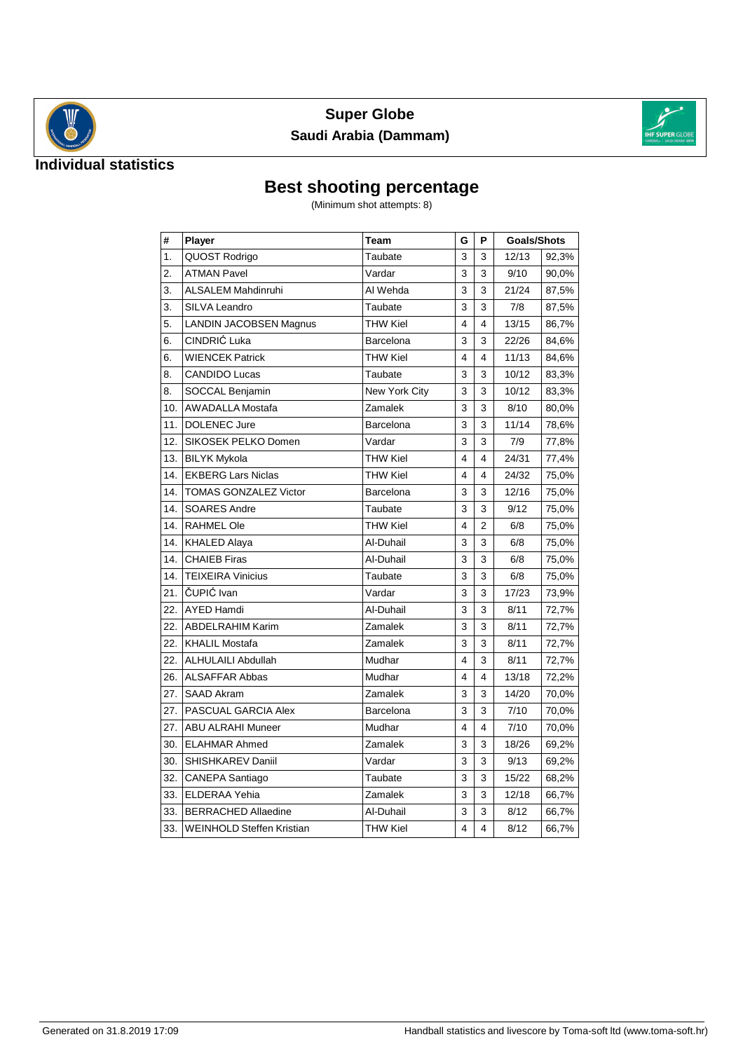# Super Globe

## Saudi Arabia (Dammam)

### Individual statistics

## Best shooting percentage

(Minimum shot attempts: 8)

| # | Player | Team | G | P | Goals/Shots | |
|---|---|---|---|---|---|---|
| 1. | QUOST Rodrigo | Taubate | 3 | 3 | 12/13 | 92,3% |
| 2. | ATMAN Pavel | Vardar | 3 | 3 | 9/10 | 90,0% |
| 3. | ALSALEM Mahdinruhi | Al Wehda | 3 | 3 | 21/24 | 87,5% |
| 3. | SILVA Leandro | Taubate | 3 | 3 | 7/8 | 87,5% |
| 5. | LANDIN JACOBSEN Magnus | THW Kiel | 4 | 4 | 13/15 | 86,7% |
| 6. | CINDRIĆ Luka | Barcelona | 3 | 3 | 22/26 | 84,6% |
| 6. | WIENCEK Patrick | THW Kiel | 4 | 4 | 11/13 | 84,6% |
| 8. | CANDIDO Lucas | Taubate | 3 | 3 | 10/12 | 83,3% |
| 8. | SOCCAL Benjamin | New York City | 3 | 3 | 10/12 | 83,3% |
| 10. | AWADALLA Mostafa | Zamalek | 3 | 3 | 8/10 | 80,0% |
| 11. | DOLENEC Jure | Barcelona | 3 | 3 | 11/14 | 78,6% |
| 12. | SIKOSEK PELKO Domen | Vardar | 3 | 3 | 7/9 | 77,8% |
| 13. | BILYK Mykola | THW Kiel | 4 | 4 | 24/31 | 77,4% |
| 14. | EKBERG Lars Niclas | THW Kiel | 4 | 4 | 24/32 | 75,0% |
| 14. | TOMAS GONZALEZ Victor | Barcelona | 3 | 3 | 12/16 | 75,0% |
| 14. | SOARES Andre | Taubate | 3 | 3 | 9/12 | 75,0% |
| 14. | RAHMEL Ole | THW Kiel | 4 | 2 | 6/8 | 75,0% |
| 14. | KHALED Alaya | Al-Duhail | 3 | 3 | 6/8 | 75,0% |
| 14. | CHAIEB Firas | Al-Duhail | 3 | 3 | 6/8 | 75,0% |
| 14. | TEIXEIRA Vinicius | Taubate | 3 | 3 | 6/8 | 75,0% |
| 21. | ČUPIĆ Ivan | Vardar | 3 | 3 | 17/23 | 73,9% |
| 22. | AYED Hamdi | Al-Duhail | 3 | 3 | 8/11 | 72,7% |
| 22. | ABDELRAHIM Karim | Zamalek | 3 | 3 | 8/11 | 72,7% |
| 22. | KHALIL Mostafa | Zamalek | 3 | 3 | 8/11 | 72,7% |
| 22. | ALHULAILI Abdullah | Mudhar | 4 | 3 | 8/11 | 72,7% |
| 26. | ALSAFFAR Abbas | Mudhar | 4 | 4 | 13/18 | 72,2% |
| 27. | SAAD Akram | Zamalek | 3 | 3 | 14/20 | 70,0% |
| 27. | PASCUAL GARCIA Alex | Barcelona | 3 | 3 | 7/10 | 70,0% |
| 27. | ABU ALRAHI Muneer | Mudhar | 4 | 4 | 7/10 | 70,0% |
| 30. | ELAHMAR Ahmed | Zamalek | 3 | 3 | 18/26 | 69,2% |
| 30. | SHISHKAREV Daniil | Vardar | 3 | 3 | 9/13 | 69,2% |
| 32. | CANEPA Santiago | Taubate | 3 | 3 | 15/22 | 68,2% |
| 33. | ELDERAA Yehia | Zamalek | 3 | 3 | 12/18 | 66,7% |
| 33. | BERRACHED Allaedine | Al-Duhail | 3 | 3 | 8/12 | 66,7% |
| 33. | WEINHOLD Steffen Kristian | THW Kiel | 4 | 4 | 8/12 | 66,7% |

Generated on 31.8.2019 17:09 Handball statistics and livescore by Toma-soft ltd (www.toma-soft.hr)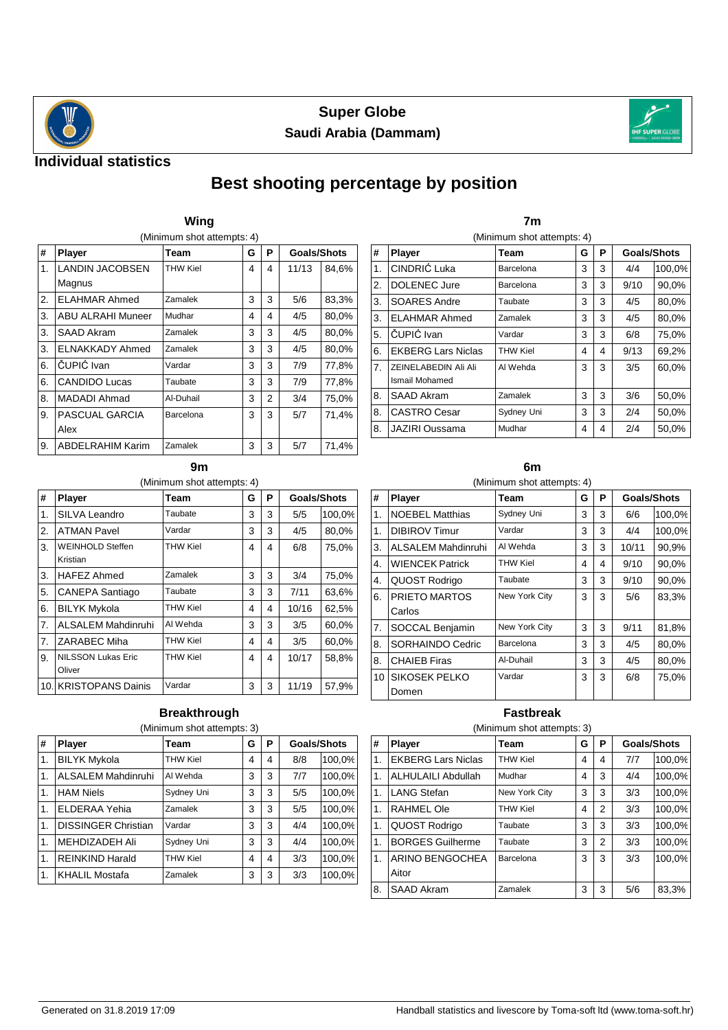# Super Globe

## Saudi Arabia (Dammam)

## Individual statistics

# Best shooting percentage by position

### Wing

(Minimum shot attempts: 4)

| # | Player | Team | G | P | Goals/Shots | |
|---|---|---|---|---|---|---|
| 1. | LANDIN JACOBSEN Magnus | THW Kiel | 4 | 4 | 11/13 | 84,6% |
| 2. | ELAHMAR Ahmed | Zamalek | 3 | 3 | 5/6 | 83,3% |
| 3. | ABU ALRAHI Muneer | Mudhar | 4 | 4 | 4/5 | 80,0% |
| 3. | SAAD Akram | Zamalek | 3 | 3 | 4/5 | 80,0% |
| 3. | ELNAKKADY Ahmed | Zamalek | 3 | 3 | 4/5 | 80,0% |
| 6. | ČUPIĆ Ivan | Vardar | 3 | 3 | 7/9 | 77,8% |
| 6. | CANDIDO Lucas | Taubate | 3 | 3 | 7/9 | 77,8% |
| 8. | MADADI Ahmad | Al-Duhail | 3 | 2 | 3/4 | 75,0% |
| 9. | PASCUAL GARCIA Alex | Barcelona | 3 | 3 | 5/7 | 71,4% |
| 9. | ABDELRAHIM Karim | Zamalek | 3 | 3 | 5/7 | 71,4% |

### 7m

(Minimum shot attempts: 4)

| # | Player | Team | G | P | Goals/Shots | |
|---|---|---|---|---|---|---|
| 1. | CINDRIĆ Luka | Barcelona | 3 | 3 | 4/4 | 100,0% |
| 2. | DOLENEC Jure | Barcelona | 3 | 3 | 9/10 | 90,0% |
| 3. | SOARES Andre | Taubate | 3 | 3 | 4/5 | 80,0% |
| 3. | ELAHMAR Ahmed | Zamalek | 3 | 3 | 4/5 | 80,0% |
| 5. | ČUPIĆ Ivan | Vardar | 3 | 3 | 6/8 | 75,0% |
| 6. | EKBERG Lars Niclas | THW Kiel | 4 | 4 | 9/13 | 69,2% |
| 7. | ZEINELABEDIN Ali Ali Ismail Mohamed | Al Wehda | 3 | 3 | 3/5 | 60,0% |
| 8. | SAAD Akram | Zamalek | 3 | 3 | 3/6 | 50,0% |
| 8. | CASTRO Cesar | Sydney Uni | 3 | 3 | 2/4 | 50,0% |
| 8. | JAZIRI Oussama | Mudhar | 4 | 4 | 2/4 | 50,0% |

### 9m

(Minimum shot attempts: 4)

| # | Player | Team | G | P | Goals/Shots | |
|---|---|---|---|---|---|---|
| 1. | SILVA Leandro | Taubate | 3 | 3 | 5/5 | 100,0% |
| 2. | ATMAN Pavel | Vardar | 3 | 3 | 4/5 | 80,0% |
| 3. | WEINHOLD Steffen Kristian | THW Kiel | 4 | 4 | 6/8 | 75,0% |
| 3. | HAFEZ Ahmed | Zamalek | 3 | 3 | 3/4 | 75,0% |
| 5. | CANEPA Santiago | Taubate | 3 | 3 | 7/11 | 63,6% |
| 6. | BILYK Mykola | THW Kiel | 4 | 4 | 10/16 | 62,5% |
| 7. | ALSALEM Mahdinruhi | Al Wehda | 3 | 3 | 3/5 | 60,0% |
| 7. | ZARABEC Miha | THW Kiel | 4 | 4 | 3/5 | 60,0% |
| 9. | NILSSON Lukas Eric Oliver | THW Kiel | 4 | 4 | 10/17 | 58,8% |
| 10. | KRISTOPANS Dainis | Vardar | 3 | 3 | 11/19 | 57,9% |

### 6m

(Minimum shot attempts: 4)

| # | Player | Team | G | P | Goals/Shots | |
|---|---|---|---|---|---|---|
| 1. | NOEBEL Matthias | Sydney Uni | 3 | 3 | 6/6 | 100,0% |
| 1. | DIBIROV Timur | Vardar | 3 | 3 | 4/4 | 100,0% |
| 3. | ALSALEM Mahdinruhi | Al Wehda | 3 | 3 | 10/11 | 90,9% |
| 4. | WIENCEK Patrick | THW Kiel | 4 | 4 | 9/10 | 90,0% |
| 4. | QUOST Rodrigo | Taubate | 3 | 3 | 9/10 | 90,0% |
| 6. | PRIETO MARTOS Carlos | New York City | 3 | 3 | 5/6 | 83,3% |
| 7. | SOCCAL Benjamin | New York City | 3 | 3 | 9/11 | 81,8% |
| 8. | SORHAINDO Cedric | Barcelona | 3 | 3 | 4/5 | 80,0% |
| 8. | CHAIEB Firas | Al-Duhail | 3 | 3 | 4/5 | 80,0% |
| 10 | SIKOSEK PELKO Domen | Vardar | 3 | 3 | 6/8 | 75,0% |

### Breakthrough

(Minimum shot attempts: 3)

| # | Player | Team | G | P | Goals/Shots | |
|---|---|---|---|---|---|---|
| 1. | BILYK Mykola | THW Kiel | 4 | 4 | 8/8 | 100,0% |
| 1. | ALSALEM Mahdinruhi | Al Wehda | 3 | 3 | 7/7 | 100,0% |
| 1. | HAM Niels | Sydney Uni | 3 | 3 | 5/5 | 100,0% |
| 1. | ELDERAA Yehia | Zamalek | 3 | 3 | 5/5 | 100,0% |
| 1. | DISSINGER Christian | Vardar | 3 | 3 | 4/4 | 100,0% |
| 1. | MEHDIZADEH Ali | Sydney Uni | 3 | 3 | 4/4 | 100,0% |
| 1. | REINKIND Harald | THW Kiel | 4 | 4 | 3/3 | 100,0% |
| 1. | KHALIL Mostafa | Zamalek | 3 | 3 | 3/3 | 100,0% |

### Fastbreak

(Minimum shot attempts: 3)

| # | Player | Team | G | P | Goals/Shots | |
|---|---|---|---|---|---|---|
| 1. | EKBERG Lars Niclas | THW Kiel | 4 | 4 | 7/7 | 100,0% |
| 1. | ALHULAILI Abdullah | Mudhar | 4 | 3 | 4/4 | 100,0% |
| 1. | LANG Stefan | New York City | 3 | 3 | 3/3 | 100,0% |
| 1. | RAHMEL Ole | THW Kiel | 4 | 2 | 3/3 | 100,0% |
| 1. | QUOST Rodrigo | Taubate | 3 | 3 | 3/3 | 100,0% |
| 1. | BORGES Guilherme | Taubate | 3 | 2 | 3/3 | 100,0% |
| 1. | ARINO BENGOCHEA Aitor | Barcelona | 3 | 3 | 3/3 | 100,0% |
| 8. | SAAD Akram | Zamalek | 3 | 3 | 5/6 | 83,3% |

Generated on 31.8.2019 17:09

Handball statistics and livescore by Toma-soft ltd (www.toma-soft.hr)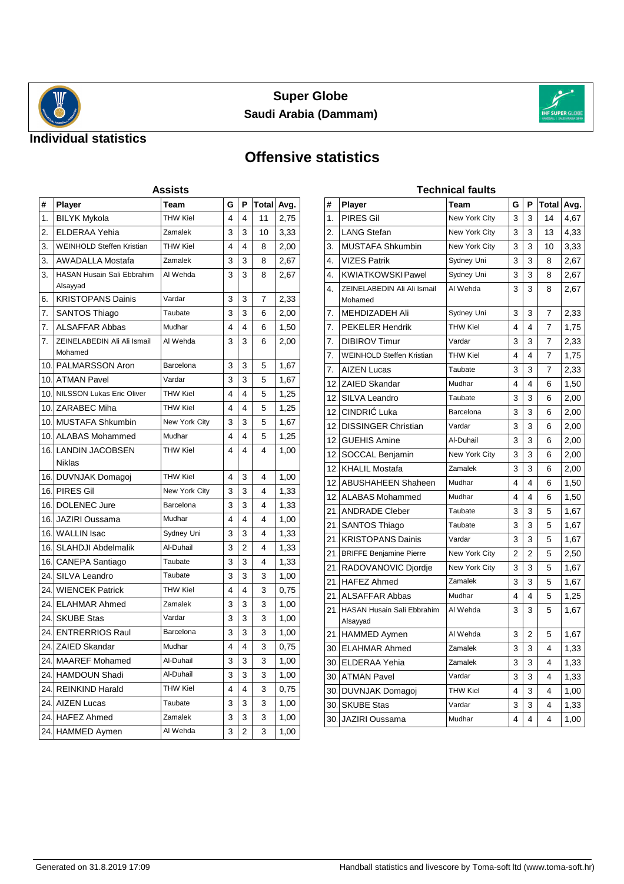## Super Globe
### Saudi Arabia (Dammam)

## Individual statistics

# Offensive statistics

### Assists

| # | Player | Team | G | P | Total | Avg. |
|---|---|---|---|---|---|---|
| 1. | BILYK Mykola | THW Kiel | 4 | 4 | 11 | 2,75 |
| 2. | ELDERAA Yehia | Zamalek | 3 | 3 | 10 | 3,33 |
| 3. | WEINHOLD Steffen Kristian | THW Kiel | 4 | 4 | 8 | 2,00 |
| 3. | AWADALLA Mostafa | Zamalek | 3 | 3 | 8 | 2,67 |
| 3. | HASAN Husain Sali Ebbrahim Alsayyad | Al Wehda | 3 | 3 | 8 | 2,67 |
| 6. | KRISTOPANS Dainis | Vardar | 3 | 3 | 7 | 2,33 |
| 7. | SANTOS Thiago | Taubate | 3 | 3 | 6 | 2,00 |
| 7. | ALSAFFAR Abbas | Mudhar | 4 | 4 | 6 | 1,50 |
| 7. | ZEINELABEDIN Ali Ali Ismail Mohamed | Al Wehda | 3 | 3 | 6 | 2,00 |
| 10. | PALMARSSON Aron | Barcelona | 3 | 3 | 5 | 1,67 |
| 10. | ATMAN Pavel | Vardar | 3 | 3 | 5 | 1,67 |
| 10. | NILSSON Lukas Eric Oliver | THW Kiel | 4 | 4 | 5 | 1,25 |
| 10. | ZARABEC Miha | THW Kiel | 4 | 4 | 5 | 1,25 |
| 10. | MUSTAFA Shkumbin | New York City | 3 | 3 | 5 | 1,67 |
| 10. | ALABAS Mohammed | Mudhar | 4 | 4 | 5 | 1,25 |
| 16. | LANDIN JACOBSEN Niklas | THW Kiel | 4 | 4 | 4 | 1,00 |
| 16. | DUVNJAK Domagoj | THW Kiel | 4 | 3 | 4 | 1,00 |
| 16. | PIRES Gil | New York City | 3 | 3 | 4 | 1,33 |
| 16. | DOLENEC Jure | Barcelona | 3 | 3 | 4 | 1,33 |
| 16. | JAZIRI Oussama | Mudhar | 4 | 4 | 4 | 1,00 |
| 16. | WALLIN Isac | Sydney Uni | 3 | 3 | 4 | 1,33 |
| 16. | SLAHDJI Abdelmalik | Al-Duhail | 3 | 2 | 4 | 1,33 |
| 16. | CANEPA Santiago | Taubate | 3 | 3 | 4 | 1,33 |
| 24. | SILVA Leandro | Taubate | 3 | 3 | 3 | 1,00 |
| 24. | WIENCEK Patrick | THW Kiel | 4 | 4 | 3 | 0,75 |
| 24. | ELAHMAR Ahmed | Zamalek | 3 | 3 | 3 | 1,00 |
| 24. | SKUBE Stas | Vardar | 3 | 3 | 3 | 1,00 |
| 24. | ENTERRIOS Raul | Barcelona | 3 | 3 | 3 | 1,00 |
| 24. | ZAIED Skandar | Mudhar | 4 | 4 | 3 | 0,75 |
| 24. | MAAREF Mohamed | Al-Duhail | 3 | 3 | 3 | 1,00 |
| 24. | HAMDOUN Shadi | Al-Duhail | 3 | 3 | 3 | 1,00 |
| 24. | REINKIND Harald | THW Kiel | 4 | 4 | 3 | 0,75 |
| 24. | AIZEN Lucas | Taubate | 3 | 3 | 3 | 1,00 |
| 24. | HAFEZ Ahmed | Zamalek | 3 | 3 | 3 | 1,00 |
| 24. | HAMMED Aymen | Al Wehda | 3 | 2 | 3 | 1,00 |

### Technical faults

| # | Player | Team | G | P | Total | Avg. |
|---|---|---|---|---|---|---|
| 1. | PIRES Gil | New York City | 3 | 3 | 14 | 4,67 |
| 2. | LANG Stefan | New York City | 3 | 3 | 13 | 4,33 |
| 3. | MUSTAFA Shkumbin | New York City | 3 | 3 | 10 | 3,33 |
| 4. | VIZES Patrik | Sydney Uni | 3 | 3 | 8 | 2,67 |
| 4. | KWIATKOWSKI Pawel | Sydney Uni | 3 | 3 | 8 | 2,67 |
| 4. | ZEINELABEDIN Ali Ali Ismail Mohamed | Al Wehda | 3 | 3 | 8 | 2,67 |
| 7. | MEHDIZADEH Ali | Sydney Uni | 3 | 3 | 7 | 2,33 |
| 7. | PEKELER Hendrik | THW Kiel | 4 | 4 | 7 | 1,75 |
| 7. | DIBIROV Timur | Vardar | 3 | 3 | 7 | 2,33 |
| 7. | WEINHOLD Steffen Kristian | THW Kiel | 4 | 4 | 7 | 1,75 |
| 7. | AIZEN Lucas | Taubate | 3 | 3 | 7 | 2,33 |
| 12. | ZAIED Skandar | Mudhar | 4 | 4 | 6 | 1,50 |
| 12. | SILVA Leandro | Taubate | 3 | 3 | 6 | 2,00 |
| 12. | CINDRIĆ Luka | Barcelona | 3 | 3 | 6 | 2,00 |
| 12. | DISSINGER Christian | Vardar | 3 | 3 | 6 | 2,00 |
| 12. | GUEHIS Amine | Al-Duhail | 3 | 3 | 6 | 2,00 |
| 12. | SOCCAL Benjamin | New York City | 3 | 3 | 6 | 2,00 |
| 12. | KHALIL Mostafa | Zamalek | 3 | 3 | 6 | 2,00 |
| 12. | ABUSHAHEEN Shaheen | Mudhar | 4 | 4 | 6 | 1,50 |
| 12. | ALABAS Mohammed | Mudhar | 4 | 4 | 6 | 1,50 |
| 21. | ANDRADE Cleber | Taubate | 3 | 3 | 5 | 1,67 |
| 21. | SANTOS Thiago | Taubate | 3 | 3 | 5 | 1,67 |
| 21. | KRISTOPANS Dainis | Vardar | 3 | 3 | 5 | 1,67 |
| 21. | BRIFFE Benjamine Pierre | New York City | 2 | 2 | 5 | 2,50 |
| 21. | RADOVANOVIC Djordje | New York City | 3 | 3 | 5 | 1,67 |
| 21. | HAFEZ Ahmed | Zamalek | 3 | 3 | 5 | 1,67 |
| 21. | ALSAFFAR Abbas | Mudhar | 4 | 4 | 5 | 1,25 |
| 21. | HASAN Husain Sali Ebbrahim Alsayyad | Al Wehda | 3 | 3 | 5 | 1,67 |
| 21. | HAMMED Aymen | Al Wehda | 3 | 2 | 5 | 1,67 |
| 30. | ELAHMAR Ahmed | Zamalek | 3 | 3 | 4 | 1,33 |
| 30. | ELDERAA Yehia | Zamalek | 3 | 3 | 4 | 1,33 |
| 30. | ATMAN Pavel | Vardar | 3 | 3 | 4 | 1,33 |
| 30. | DUVNJAK Domagoj | THW Kiel | 4 | 3 | 4 | 1,00 |
| 30. | SKUBE Stas | Vardar | 3 | 3 | 4 | 1,33 |
| 30. | JAZIRI Oussama | Mudhar | 4 | 4 | 4 | 1,00 |

Generated on 31.8.2019 17:09

Handball statistics and livescore by Toma-soft ltd (www.toma-soft.hr)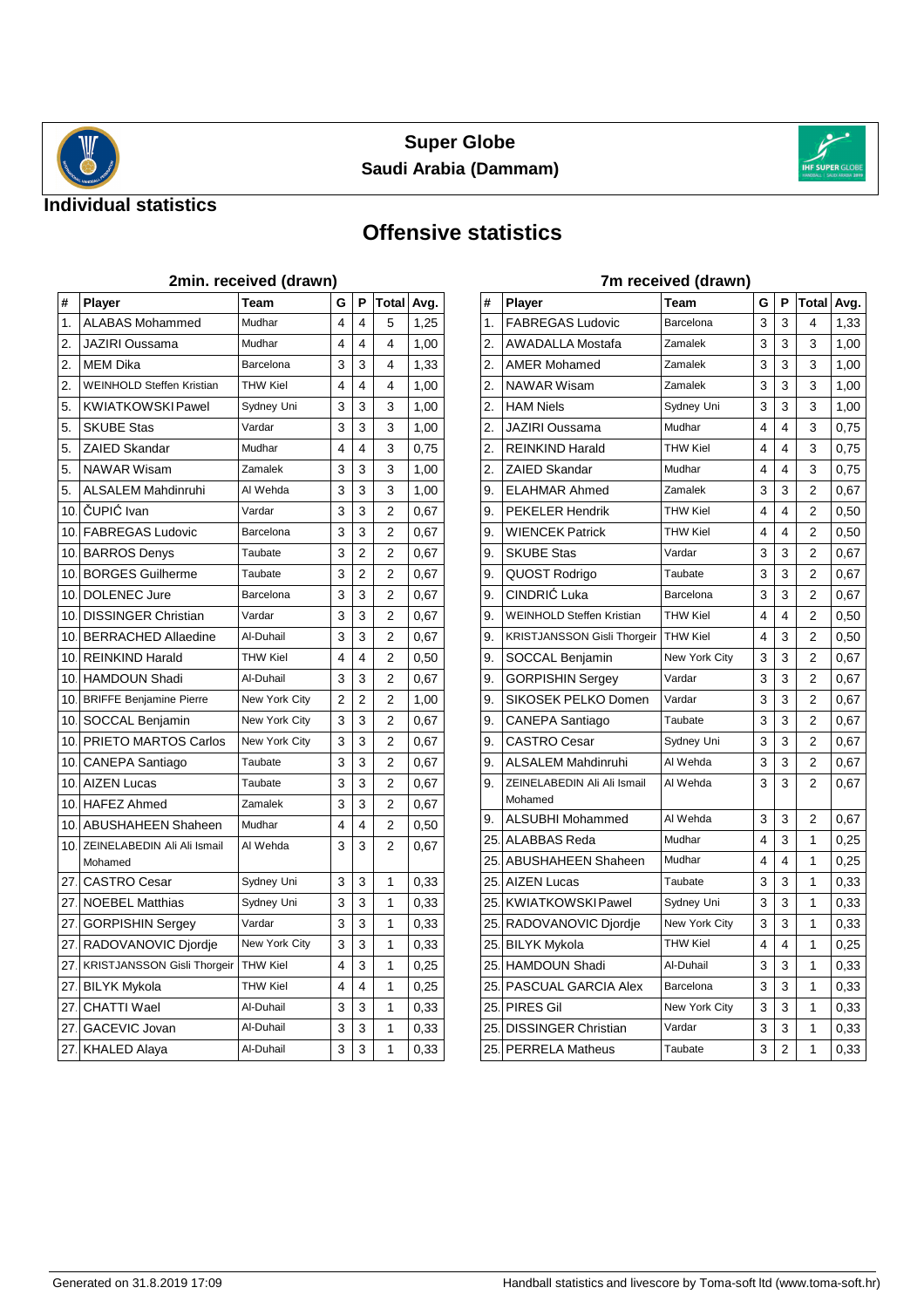# Super Globe

## Saudi Arabia (Dammam)

### Individual statistics

## Offensive statistics

### 2min. received (drawn)

| # | Player | Team | G | P | Total | Avg. |
|---|---|---|---|---|---|---|
| 1. | ALABAS Mohammed | Mudhar | 4 | 4 | 5 | 1,25 |
| 2. | JAZIRI Oussama | Mudhar | 4 | 4 | 4 | 1,00 |
| 2. | MEM Dika | Barcelona | 3 | 3 | 4 | 1,33 |
| 2. | WEINHOLD Steffen Kristian | THW Kiel | 4 | 4 | 4 | 1,00 |
| 5. | KWIATKOWSKI Pawel | Sydney Uni | 3 | 3 | 3 | 1,00 |
| 5. | SKUBE Stas | Vardar | 3 | 3 | 3 | 1,00 |
| 5. | ZAIED Skandar | Mudhar | 4 | 4 | 3 | 0,75 |
| 5. | NAWAR Wisam | Zamalek | 3 | 3 | 3 | 1,00 |
| 5. | ALSALEM Mahdinruhi | Al Wehda | 3 | 3 | 3 | 1,00 |
| 10. | ČUPIĆ Ivan | Vardar | 3 | 3 | 2 | 0,67 |
| 10. | FABREGAS Ludovic | Barcelona | 3 | 3 | 2 | 0,67 |
| 10. | BARROS Denys | Taubate | 3 | 2 | 2 | 0,67 |
| 10. | BORGES Guilherme | Taubate | 3 | 2 | 2 | 0,67 |
| 10. | DOLENEC Jure | Barcelona | 3 | 3 | 2 | 0,67 |
| 10. | DISSINGER Christian | Vardar | 3 | 3 | 2 | 0,67 |
| 10. | BERRACHED Allaedine | Al-Duhail | 3 | 3 | 2 | 0,67 |
| 10. | REINKIND Harald | THW Kiel | 4 | 4 | 2 | 0,50 |
| 10. | HAMDOUN Shadi | Al-Duhail | 3 | 3 | 2 | 0,67 |
| 10. | BRIFFE Benjamine Pierre | New York City | 2 | 2 | 2 | 1,00 |
| 10. | SOCCAL Benjamin | New York City | 3 | 3 | 2 | 0,67 |
| 10. | PRIETO MARTOS Carlos | New York City | 3 | 3 | 2 | 0,67 |
| 10. | CANEPA Santiago | Taubate | 3 | 3 | 2 | 0,67 |
| 10. | AIZEN Lucas | Taubate | 3 | 3 | 2 | 0,67 |
| 10. | HAFEZ Ahmed | Zamalek | 3 | 3 | 2 | 0,67 |
| 10. | ABUSHAHEEN Shaheen | Mudhar | 4 | 4 | 2 | 0,50 |
| 10. | ZEINELABEDIN Ali Ali Ismail Mohamed | Al Wehda | 3 | 3 | 2 | 0,67 |
| 27. | CASTRO Cesar | Sydney Uni | 3 | 3 | 1 | 0,33 |
| 27. | NOEBEL Matthias | Sydney Uni | 3 | 3 | 1 | 0,33 |
| 27. | GORPISHIN Sergey | Vardar | 3 | 3 | 1 | 0,33 |
| 27. | RADOVANOVIC Djordje | New York City | 3 | 3 | 1 | 0,33 |
| 27. | KRISTJANSSON Gisli Thorgeir | THW Kiel | 4 | 3 | 1 | 0,25 |
| 27. | BILYK Mykola | THW Kiel | 4 | 4 | 1 | 0,25 |
| 27. | CHATTI Wael | Al-Duhail | 3 | 3 | 1 | 0,33 |
| 27. | GACEVIC Jovan | Al-Duhail | 3 | 3 | 1 | 0,33 |
| 27. | KHALED Alaya | Al-Duhail | 3 | 3 | 1 | 0,33 |

### 7m received (drawn)

| # | Player | Team | G | P | Total | Avg. |
|---|---|---|---|---|---|---|
| 1. | FABREGAS Ludovic | Barcelona | 3 | 3 | 4 | 1,33 |
| 2. | AWADALLA Mostafa | Zamalek | 3 | 3 | 3 | 1,00 |
| 2. | AMER Mohamed | Zamalek | 3 | 3 | 3 | 1,00 |
| 2. | NAWAR Wisam | Zamalek | 3 | 3 | 3 | 1,00 |
| 2. | HAM Niels | Sydney Uni | 3 | 3 | 3 | 1,00 |
| 2. | JAZIRI Oussama | Mudhar | 4 | 4 | 3 | 0,75 |
| 2. | REINKIND Harald | THW Kiel | 4 | 4 | 3 | 0,75 |
| 2. | ZAIED Skandar | Mudhar | 4 | 4 | 3 | 0,75 |
| 9. | ELAHMAR Ahmed | Zamalek | 3 | 3 | 2 | 0,67 |
| 9. | PEKELER Hendrik | THW Kiel | 4 | 4 | 2 | 0,50 |
| 9. | WIENCEK Patrick | THW Kiel | 4 | 4 | 2 | 0,50 |
| 9. | SKUBE Stas | Vardar | 3 | 3 | 2 | 0,67 |
| 9. | QUOST Rodrigo | Taubate | 3 | 3 | 2 | 0,67 |
| 9. | CINDRIĆ Luka | Barcelona | 3 | 3 | 2 | 0,67 |
| 9. | WEINHOLD Steffen Kristian | THW Kiel | 4 | 4 | 2 | 0,50 |
| 9. | KRISTJANSSON Gisli Thorgeir | THW Kiel | 4 | 3 | 2 | 0,50 |
| 9. | SOCCAL Benjamin | New York City | 3 | 3 | 2 | 0,67 |
| 9. | GORPISHIN Sergey | Vardar | 3 | 3 | 2 | 0,67 |
| 9. | SIKOSEK PELKO Domen | Vardar | 3 | 3 | 2 | 0,67 |
| 9. | CANEPA Santiago | Taubate | 3 | 3 | 2 | 0,67 |
| 9. | CASTRO Cesar | Sydney Uni | 3 | 3 | 2 | 0,67 |
| 9. | ALSALEM Mahdinruhi | Al Wehda | 3 | 3 | 2 | 0,67 |
| 9. | ZEINELABEDIN Ali Ali Ismail Mohamed | Al Wehda | 3 | 3 | 2 | 0,67 |
| 9. | ALSUBHI Mohammed | Al Wehda | 3 | 3 | 2 | 0,67 |
| 25. | ALABBAS Reda | Mudhar | 4 | 3 | 1 | 0,25 |
| 25. | ABUSHAHEEN Shaheen | Mudhar | 4 | 4 | 1 | 0,25 |
| 25. | AIZEN Lucas | Taubate | 3 | 3 | 1 | 0,33 |
| 25. | KWIATKOWSKI Pawel | Sydney Uni | 3 | 3 | 1 | 0,33 |
| 25. | RADOVANOVIC Djordje | New York City | 3 | 3 | 1 | 0,33 |
| 25. | BILYK Mykola | THW Kiel | 4 | 4 | 1 | 0,25 |
| 25. | HAMDOUN Shadi | Al-Duhail | 3 | 3 | 1 | 0,33 |
| 25. | PASCUAL GARCIA Alex | Barcelona | 3 | 3 | 1 | 0,33 |
| 25. | PIRES Gil | New York City | 3 | 3 | 1 | 0,33 |
| 25. | DISSINGER Christian | Vardar | 3 | 3 | 1 | 0,33 |
| 25. | PERRELA Matheus | Taubate | 3 | 2 | 1 | 0,33 |

Generated on 31.8.2019 17:09

Handball statistics and livescore by Toma-soft ltd (www.toma-soft.hr)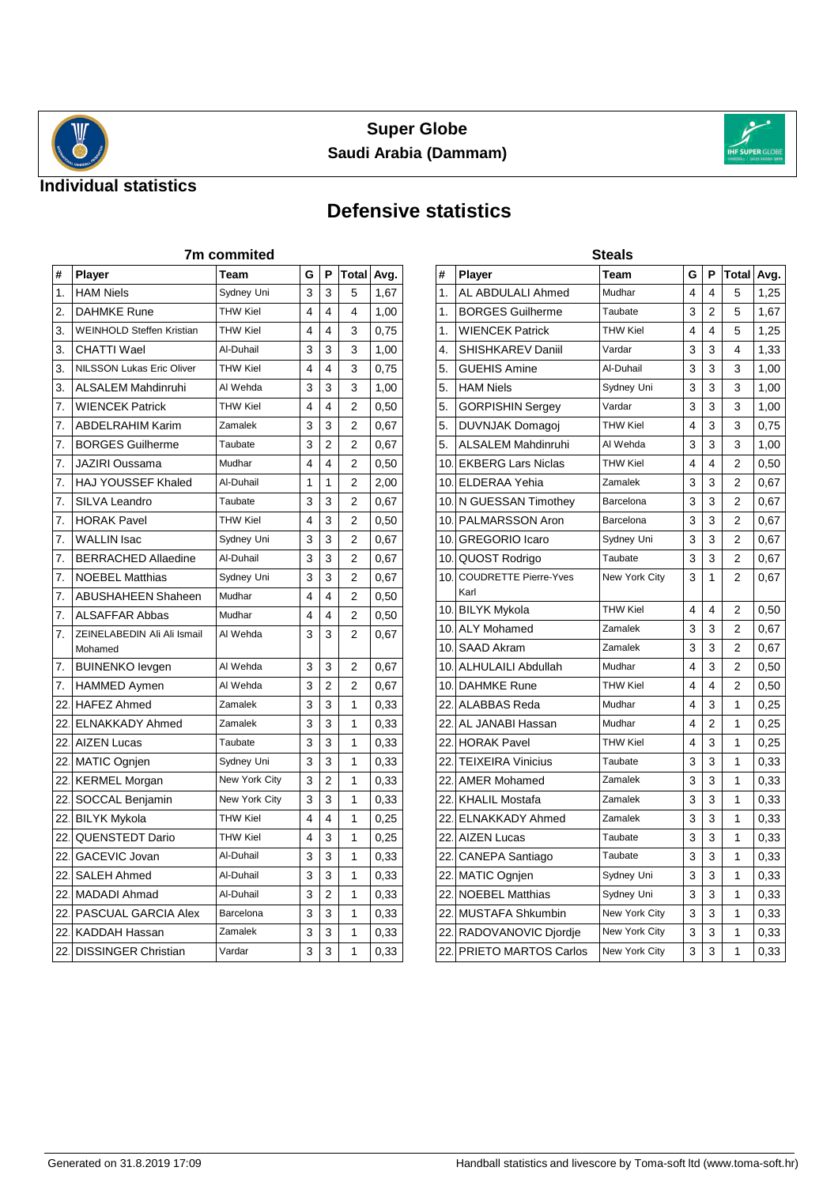# Super Globe

## Saudi Arabia (Dammam)

## Individual statistics

## Defensive statistics

### 7m commited

| # | Player | Team | G | P | Total | Avg. |
|---|---|---|---|---|---|---|
| 1. | HAM Niels | Sydney Uni | 3 | 3 | 5 | 1,67 |
| 2. | DAHMKE Rune | THW Kiel | 4 | 4 | 4 | 1,00 |
| 3. | WEINHOLD Steffen Kristian | THW Kiel | 4 | 4 | 3 | 0,75 |
| 3. | CHATTI Wael | Al-Duhail | 3 | 3 | 3 | 1,00 |
| 3. | NILSSON Lukas Eric Oliver | THW Kiel | 4 | 4 | 3 | 0,75 |
| 3. | ALSALEM Mahdinruhi | Al Wehda | 3 | 3 | 3 | 1,00 |
| 7. | WIENCEK Patrick | THW Kiel | 4 | 4 | 2 | 0,50 |
| 7. | ABDELRAHIM Karim | Zamalek | 3 | 3 | 2 | 0,67 |
| 7. | BORGES Guilherme | Taubate | 3 | 2 | 2 | 0,67 |
| 7. | JAZIRI Oussama | Mudhar | 4 | 4 | 2 | 0,50 |
| 7. | HAJ YOUSSEF Khaled | Al-Duhail | 1 | 1 | 2 | 2,00 |
| 7. | SILVA Leandro | Taubate | 3 | 3 | 2 | 0,67 |
| 7. | HORAK Pavel | THW Kiel | 4 | 3 | 2 | 0,50 |
| 7. | WALLIN Isac | Sydney Uni | 3 | 3 | 2 | 0,67 |
| 7. | BERRACHED Allaedine | Al-Duhail | 3 | 3 | 2 | 0,67 |
| 7. | NOEBEL Matthias | Sydney Uni | 3 | 3 | 2 | 0,67 |
| 7. | ABUSHAHEEN Shaheen | Mudhar | 4 | 4 | 2 | 0,50 |
| 7. | ALSAFFAR Abbas | Mudhar | 4 | 4 | 2 | 0,50 |
| 7. | ZEINELABEDIN Ali Ali Ismail Mohamed | Al Wehda | 3 | 3 | 2 | 0,67 |
| 7. | BUINENKO Ievgen | Al Wehda | 3 | 3 | 2 | 0,67 |
| 7. | HAMMED Aymen | Al Wehda | 3 | 2 | 2 | 0,67 |
| 22. | HAFEZ Ahmed | Zamalek | 3 | 3 | 1 | 0,33 |
| 22. | ELNAKKADY Ahmed | Zamalek | 3 | 3 | 1 | 0,33 |
| 22. | AIZEN Lucas | Taubate | 3 | 3 | 1 | 0,33 |
| 22. | MATIC Ognjen | Sydney Uni | 3 | 3 | 1 | 0,33 |
| 22. | KERMEL Morgan | New York City | 3 | 2 | 1 | 0,33 |
| 22. | SOCCAL Benjamin | New York City | 3 | 3 | 1 | 0,33 |
| 22. | BILYK Mykola | THW Kiel | 4 | 4 | 1 | 0,25 |
| 22. | QUENSTEDT Dario | THW Kiel | 4 | 3 | 1 | 0,25 |
| 22. | GACEVIC Jovan | Al-Duhail | 3 | 3 | 1 | 0,33 |
| 22. | SALEH Ahmed | Al-Duhail | 3 | 3 | 1 | 0,33 |
| 22. | MADADI Ahmad | Al-Duhail | 3 | 2 | 1 | 0,33 |
| 22. | PASCUAL GARCIA Alex | Barcelona | 3 | 3 | 1 | 0,33 |
| 22. | KADDAH Hassan | Zamalek | 3 | 3 | 1 | 0,33 |
| 22. | DISSINGER Christian | Vardar | 3 | 3 | 1 | 0,33 |

### Steals

| # | Player | Team | G | P | Total | Avg. |
|---|---|---|---|---|---|---|
| 1. | AL ABDULALI Ahmed | Mudhar | 4 | 4 | 5 | 1,25 |
| 1. | BORGES Guilherme | Taubate | 3 | 2 | 5 | 1,67 |
| 1. | WIENCEK Patrick | THW Kiel | 4 | 4 | 5 | 1,25 |
| 4. | SHISHKAREV Daniil | Vardar | 3 | 3 | 4 | 1,33 |
| 5. | GUEHIS Amine | Al-Duhail | 3 | 3 | 3 | 1,00 |
| 5. | HAM Niels | Sydney Uni | 3 | 3 | 3 | 1,00 |
| 5. | GORPISHIN Sergey | Vardar | 3 | 3 | 3 | 1,00 |
| 5. | DUVNJAK Domagoj | THW Kiel | 4 | 3 | 3 | 0,75 |
| 5. | ALSALEM Mahdinruhi | Al Wehda | 3 | 3 | 3 | 1,00 |
| 10. | EKBERG Lars Niclas | THW Kiel | 4 | 4 | 2 | 0,50 |
| 10. | ELDERAA Yehia | Zamalek | 3 | 3 | 2 | 0,67 |
| 10. | N GUESSAN Timothey | Barcelona | 3 | 3 | 2 | 0,67 |
| 10. | PALMARSSON Aron | Barcelona | 3 | 3 | 2 | 0,67 |
| 10. | GREGORIO Icaro | Sydney Uni | 3 | 3 | 2 | 0,67 |
| 10. | QUOST Rodrigo | Taubate | 3 | 3 | 2 | 0,67 |
| 10. | COUDRETTE Pierre-Yves Karl | New York City | 3 | 1 | 2 | 0,67 |
| 10. | BILYK Mykola | THW Kiel | 4 | 4 | 2 | 0,50 |
| 10. | ALY Mohamed | Zamalek | 3 | 3 | 2 | 0,67 |
| 10. | SAAD Akram | Zamalek | 3 | 3 | 2 | 0,67 |
| 10. | ALHULAILI Abdullah | Mudhar | 4 | 3 | 2 | 0,50 |
| 10. | DAHMKE Rune | THW Kiel | 4 | 4 | 2 | 0,50 |
| 22. | ALABBAS Reda | Mudhar | 4 | 3 | 1 | 0,25 |
| 22. | AL JANABI Hassan | Mudhar | 4 | 2 | 1 | 0,25 |
| 22. | HORAK Pavel | THW Kiel | 4 | 3 | 1 | 0,25 |
| 22. | TEIXEIRA Vinicius | Taubate | 3 | 3 | 1 | 0,33 |
| 22. | AMER Mohamed | Zamalek | 3 | 3 | 1 | 0,33 |
| 22. | KHALIL Mostafa | Zamalek | 3 | 3 | 1 | 0,33 |
| 22. | ELNAKKADY Ahmed | Zamalek | 3 | 3 | 1 | 0,33 |
| 22. | AIZEN Lucas | Taubate | 3 | 3 | 1 | 0,33 |
| 22. | CANEPA Santiago | Taubate | 3 | 3 | 1 | 0,33 |
| 22. | MATIC Ognjen | Sydney Uni | 3 | 3 | 1 | 0,33 |
| 22. | NOEBEL Matthias | Sydney Uni | 3 | 3 | 1 | 0,33 |
| 22. | MUSTAFA Shkumbin | New York City | 3 | 3 | 1 | 0,33 |
| 22. | RADOVANOVIC Djordje | New York City | 3 | 3 | 1 | 0,33 |
| 22. | PRIETO MARTOS Carlos | New York City | 3 | 3 | 1 | 0,33 |

Generated on 31.8.2019 17:09

Handball statistics and livescore by Toma-soft ltd (www.toma-soft.hr)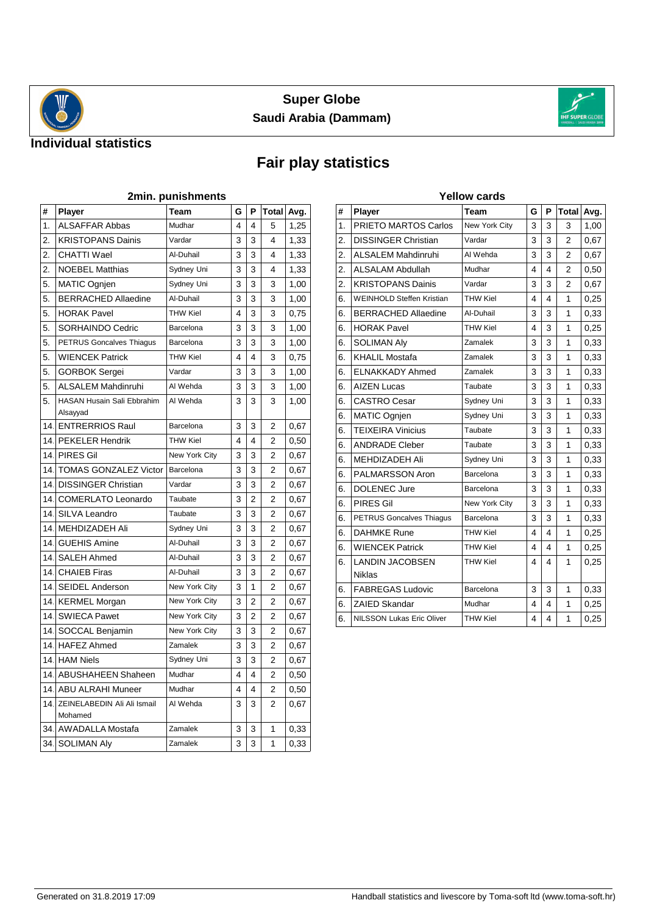# Super Globe

## Saudi Arabia (Dammam)

### Individual statistics

## Fair play statistics

### 2min. punishments

| # | Player | Team | G | P | Total | Avg. |
|---|---|---|---|---|---|---|
| 1. | ALSAFFAR Abbas | Mudhar | 4 | 4 | 5 | 1,25 |
| 2. | KRISTOPANS Dainis | Vardar | 3 | 3 | 4 | 1,33 |
| 2. | CHATTI Wael | Al-Duhail | 3 | 3 | 4 | 1,33 |
| 2. | NOEBEL Matthias | Sydney Uni | 3 | 3 | 4 | 1,33 |
| 5. | MATIC Ognjen | Sydney Uni | 3 | 3 | 3 | 1,00 |
| 5. | BERRACHED Allaedine | Al-Duhail | 3 | 3 | 3 | 1,00 |
| 5. | HORAK Pavel | THW Kiel | 4 | 3 | 3 | 0,75 |
| 5. | SORHAINDO Cedric | Barcelona | 3 | 3 | 3 | 1,00 |
| 5. | PETRUS Goncalves Thiagus | Barcelona | 3 | 3 | 3 | 1,00 |
| 5. | WIENCEK Patrick | THW Kiel | 4 | 4 | 3 | 0,75 |
| 5. | GORBOK Sergei | Vardar | 3 | 3 | 3 | 1,00 |
| 5. | ALSALEM Mahdinruhi | Al Wehda | 3 | 3 | 3 | 1,00 |
| 5. | HASAN Husain Sali Ebbrahim Alsayyad | Al Wehda | 3 | 3 | 3 | 1,00 |
| 14. | ENTERRIOS Raul | Barcelona | 3 | 3 | 2 | 0,67 |
| 14. | PEKELER Hendrik | THW Kiel | 4 | 4 | 2 | 0,50 |
| 14. | PIRES Gil | New York City | 3 | 3 | 2 | 0,67 |
| 14. | TOMAS GONZALEZ Victor | Barcelona | 3 | 3 | 2 | 0,67 |
| 14. | DISSINGER Christian | Vardar | 3 | 3 | 2 | 0,67 |
| 14. | COMERLATO Leonardo | Taubate | 3 | 2 | 2 | 0,67 |
| 14. | SILVA Leandro | Taubate | 3 | 3 | 2 | 0,67 |
| 14. | MEHDIZADEH Ali | Sydney Uni | 3 | 3 | 2 | 0,67 |
| 14. | GUEHIS Amine | Al-Duhail | 3 | 3 | 2 | 0,67 |
| 14. | SALEH Ahmed | Al-Duhail | 3 | 3 | 2 | 0,67 |
| 14. | CHAIEB Firas | Al-Duhail | 3 | 3 | 2 | 0,67 |
| 14. | SEIDEL Anderson | New York City | 3 | 1 | 2 | 0,67 |
| 14. | KERMEL Morgan | New York City | 3 | 2 | 2 | 0,67 |
| 14. | SWIECA Pawet | New York City | 3 | 2 | 2 | 0,67 |
| 14. | SOCCAL Benjamin | New York City | 3 | 3 | 2 | 0,67 |
| 14. | HAFEZ Ahmed | Zamalek | 3 | 3 | 2 | 0,67 |
| 14. | HAM Niels | Sydney Uni | 3 | 3 | 2 | 0,67 |
| 14. | ABUSHAHEEN Shaheen | Mudhar | 4 | 4 | 2 | 0,50 |
| 14. | ABU ALRAHI Muneer | Mudhar | 4 | 4 | 2 | 0,50 |
| 14. | ZEINELABEDIN Ali Ali Ismail Mohamed | Al Wehda | 3 | 3 | 2 | 0,67 |
| 34. | AWADALLA Mostafa | Zamalek | 3 | 3 | 1 | 0,33 |
| 34. | SOLIMAN Aly | Zamalek | 3 | 3 | 1 | 0,33 |

### Yellow cards

| # | Player | Team | G | P | Total | Avg. |
|---|---|---|---|---|---|---|
| 1. | PRIETO MARTOS Carlos | New York City | 3 | 3 | 3 | 1,00 |
| 2. | DISSINGER Christian | Vardar | 3 | 3 | 2 | 0,67 |
| 2. | ALSALEM Mahdinruhi | Al Wehda | 3 | 3 | 2 | 0,67 |
| 2. | ALSALAM Abdullah | Mudhar | 4 | 4 | 2 | 0,50 |
| 2. | KRISTOPANS Dainis | Vardar | 3 | 3 | 2 | 0,67 |
| 6. | WEINHOLD Steffen Kristian | THW Kiel | 4 | 4 | 1 | 0,25 |
| 6. | BERRACHED Allaedine | Al-Duhail | 3 | 3 | 1 | 0,33 |
| 6. | HORAK Pavel | THW Kiel | 4 | 3 | 1 | 0,25 |
| 6. | SOLIMAN Aly | Zamalek | 3 | 3 | 1 | 0,33 |
| 6. | KHALIL Mostafa | Zamalek | 3 | 3 | 1 | 0,33 |
| 6. | ELNAKKADY Ahmed | Zamalek | 3 | 3 | 1 | 0,33 |
| 6. | AIZEN Lucas | Taubate | 3 | 3 | 1 | 0,33 |
| 6. | CASTRO Cesar | Sydney Uni | 3 | 3 | 1 | 0,33 |
| 6. | MATIC Ognjen | Sydney Uni | 3 | 3 | 1 | 0,33 |
| 6. | TEIXEIRA Vinicius | Taubate | 3 | 3 | 1 | 0,33 |
| 6. | ANDRADE Cleber | Taubate | 3 | 3 | 1 | 0,33 |
| 6. | MEHDIZADEH Ali | Sydney Uni | 3 | 3 | 1 | 0,33 |
| 6. | PALMARSSON Aron | Barcelona | 3 | 3 | 1 | 0,33 |
| 6. | DOLENEC Jure | Barcelona | 3 | 3 | 1 | 0,33 |
| 6. | PIRES Gil | New York City | 3 | 3 | 1 | 0,33 |
| 6. | PETRUS Goncalves Thiagus | Barcelona | 3 | 3 | 1 | 0,33 |
| 6. | DAHMKE Rune | THW Kiel | 4 | 4 | 1 | 0,25 |
| 6. | WIENCEK Patrick | THW Kiel | 4 | 4 | 1 | 0,25 |
| 6. | LANDIN JACOBSEN Niklas | THW Kiel | 4 | 4 | 1 | 0,25 |
| 6. | FABREGAS Ludovic | Barcelona | 3 | 3 | 1 | 0,33 |
| 6. | ZAIED Skandar | Mudhar | 4 | 4 | 1 | 0,25 |
| 6. | NILSSON Lukas Eric Oliver | THW Kiel | 4 | 4 | 1 | 0,25 |

Generated on 31.8.2019 17:09

Handball statistics and livescore by Toma-soft ltd (www.toma-soft.hr)